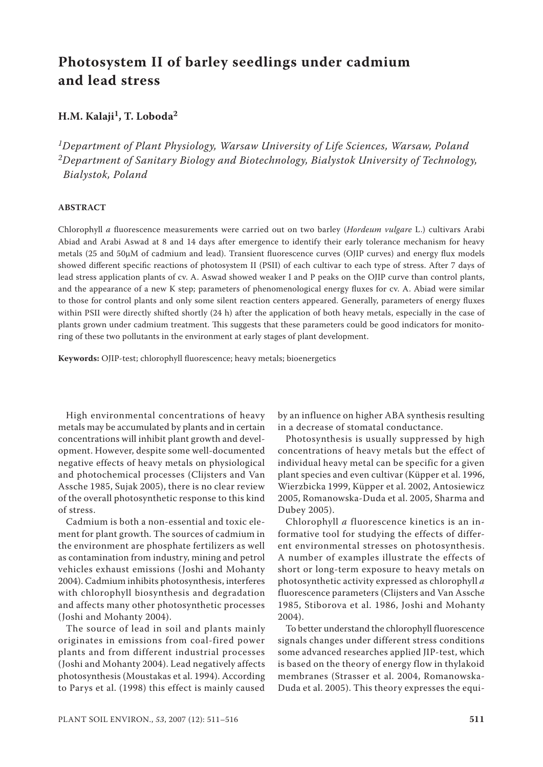# Photosystem II of barley seedlings under cadmium and lead stress

## H.M. Kalaji[1], T. Loboda[2]

*[1]Department of Plant Physiology, Warsaw University of Life Sciences, Warsaw, Poland*
*[2]Department of Sanitary Biology and Biotechnology, Bialystok University of Technology, Bialystok, Poland*

### ABSTRACT

Chlorophyll *a* fluorescence measurements were carried out on two barley (*Hordeum vulgare* L.) cultivars Arabi Abiad and Arabi Aswad at 8 and 14 days after emergence to identify their early tolerance mechanism for heavy metals (25 and 50μM of cadmium and lead). Transient fluorescence curves (OJIP curves) and energy flux models showed different specific reactions of photosystem II (PSII) of each cultivar to each type of stress. After 7 days of lead stress application plants of cv. A. Aswad showed weaker I and P peaks on the OJIP curve than control plants, and the appearance of a new K step; parameters of phenomenological energy fluxes for cv. A. Abiad were similar to those for control plants and only some silent reaction centers appeared. Generally, parameters of energy fluxes within PSII were directly shifted shortly (24 h) after the application of both heavy metals, especially in the case of plants grown under cadmium treatment. This suggests that these parameters could be good indicators for monitoring of these two pollutants in the environment at early stages of plant development.

**Keywords:** OJIP-test; chlorophyll fluorescence; heavy metals; bioenergetics

High environmental concentrations of heavy metals may be accumulated by plants and in certain concentrations will inhibit plant growth and development. However, despite some well-documented negative effects of heavy metals on physiological and photochemical processes (Clijsters and Van Assche 1985, Sujak 2005), there is no clear review of the overall photosynthetic response to this kind of stress.

Cadmium is both a non-essential and toxic element for plant growth. The sources of cadmium in the environment are phosphate fertilizers as well as contamination from industry, mining and petrol vehicles exhaust emissions (Joshi and Mohanty 2004). Cadmium inhibits photosynthesis, interferes with chlorophyll biosynthesis and degradation and affects many other photosynthetic processes (Joshi and Mohanty 2004).

The source of lead in soil and plants mainly originates in emissions from coal-fired power plants and from different industrial processes (Joshi and Mohanty 2004). Lead negatively affects photosynthesis (Moustakas et al. 1994). According to Parys et al. (1998) this effect is mainly caused by an influence on higher ABA synthesis resulting in a decrease of stomatal conductance.

Photosynthesis is usually suppressed by high concentrations of heavy metals but the effect of individual heavy metal can be specific for a given plant species and even cultivar (Küpper et al. 1996, Wierzbicka 1999, Küpper et al. 2002, Antosiewicz 2005, Romanowska-Duda et al. 2005, Sharma and Dubey 2005).

Chlorophyll *a* fluorescence kinetics is an informative tool for studying the effects of different environmental stresses on photosynthesis. A number of examples illustrate the effects of short or long-term exposure to heavy metals on photosynthetic activity expressed as chlorophyll *a* fluorescence parameters (Clijsters and Van Assche 1985, Stiborova et al. 1986, Joshi and Mohanty 2004).

To better understand the chlorophyll fluorescence signals changes under different stress conditions some advanced researches applied JIP-test, which is based on the theory of energy flow in thylakoid membranes (Strasser et al. 2004, Romanowska-Duda et al. 2005). This theory expresses the equi-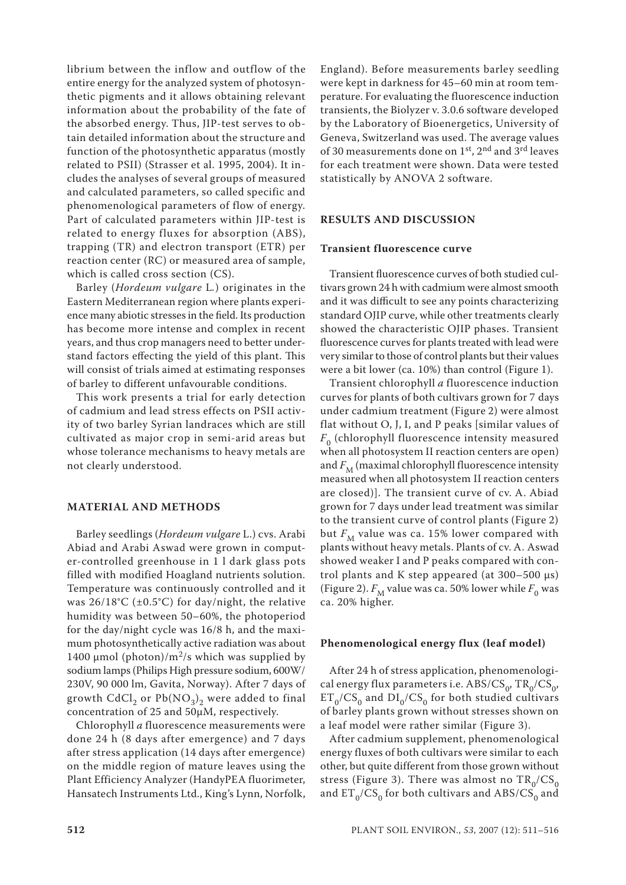librium between the inflow and outflow of the entire energy for the analyzed system of photosynthetic pigments and it allows obtaining relevant information about the probability of the fate of the absorbed energy. Thus, JIP-test serves to obtain detailed information about the structure and function of the photosynthetic apparatus (mostly related to PSII) (Strasser et al. 1995, 2004). It includes the analyses of several groups of measured and calculated parameters, so called specific and phenomenological parameters of flow of energy. Part of calculated parameters within JIP-test is related to energy fluxes for absorption (ABS), trapping (TR) and electron transport (ETR) per reaction center (RC) or measured area of sample, which is called cross section (CS).

Barley (*Hordeum vulgare* L.) originates in the Eastern Mediterranean region where plants experience many abiotic stresses in the field. Its production has become more intense and complex in recent years, and thus crop managers need to better understand factors effecting the yield of this plant. This will consist of trials aimed at estimating responses of barley to different unfavourable conditions.

This work presents a trial for early detection of cadmium and lead stress effects on PSII activity of two barley Syrian landraces which are still cultivated as major crop in semi-arid areas but whose tolerance mechanisms to heavy metals are not clearly understood.

## MATERIAL AND METHODS

Barley seedlings (*Hordeum vulgare* L.) cvs. Arabi Abiad and Arabi Aswad were grown in computer-controlled greenhouse in 1 l dark glass pots filled with modified Hoagland nutrients solution. Temperature was continuously controlled and it was 26/18°C (±0.5°C) for day/night, the relative humidity was between 50–60%, the photoperiod for the day/night cycle was 16/8 h, and the maximum photosynthetically active radiation was about 1400 µmol (photon)/$m^2$/s which was supplied by sodium lamps (Philips High pressure sodium, 600W/230V, 90 000 lm, Gavita, Norway). After 7 days of growth $CdCl_2$ or $Pb(NO_3)_2$ were added to final concentration of 25 and 50µM, respectively.

Chlorophyll *a* fluorescence measurements were done 24 h (8 days after emergence) and 7 days after stress application (14 days after emergence) on the middle region of mature leaves using the Plant Efficiency Analyzer (HandyPEA fluorimeter, Hansatech Instruments Ltd., King's Lynn, Norfolk, England). Before measurements barley seedling were kept in darkness for 45–60 min at room temperature. For evaluating the fluorescence induction transients, the Biolyzer v. 3.0.6 software developed by the Laboratory of Bioenergetics, University of Geneva, Switzerland was used. The average values of 30 measurements done on 1st, 2nd and 3rd leaves for each treatment were shown. Data were tested statistically by ANOVA 2 software.

## RESULTS AND DISCUSSION

### Transient fluorescence curve

Transient fluorescence curves of both studied cultivars grown 24 h with cadmium were almost smooth and it was difficult to see any points characterizing standard OJIP curve, while other treatments clearly showed the characteristic OJIP phases. Transient fluorescence curves for plants treated with lead were very similar to those of control plants but their values were a bit lower (ca. 10%) than control (Figure 1).

Transient chlorophyll *a* fluorescence induction curves for plants of both cultivars grown for 7 days under cadmium treatment (Figure 2) were almost flat without O, J, I, and P peaks [similar values of $F_0$ (chlorophyll fluorescence intensity measured when all photosystem II reaction centers are open) and $F_M$ (maximal chlorophyll fluorescence intensity measured when all photosystem II reaction centers are closed)]. The transient curve of cv. A. Abiad grown for 7 days under lead treatment was similar to the transient curve of control plants (Figure 2) but $F_M$ value was ca. 15% lower compared with plants without heavy metals. Plants of cv. A. Aswad showed weaker I and P peaks compared with control plants and K step appeared (at 300–500 µs) (Figure 2). $F_M$ value was ca. 50% lower while $F_0$ was ca. 20% higher.

### Phenomenological energy flux (leaf model)

After 24 h of stress application, phenomenological energy flux parameters i.e. $ABS/CS_0$, $TR_0/CS_0$, $ET_0/CS_0$ and $DI_0/CS_0$ for both studied cultivars of barley plants grown without stresses shown on a leaf model were rather similar (Figure 3).

After cadmium supplement, phenomenological energy fluxes of both cultivars were similar to each other, but quite different from those grown without stress (Figure 3). There was almost no $TR_0/CS_0$ and $ET_0/CS_0$ for both cultivars and $ABS/CS_0$ and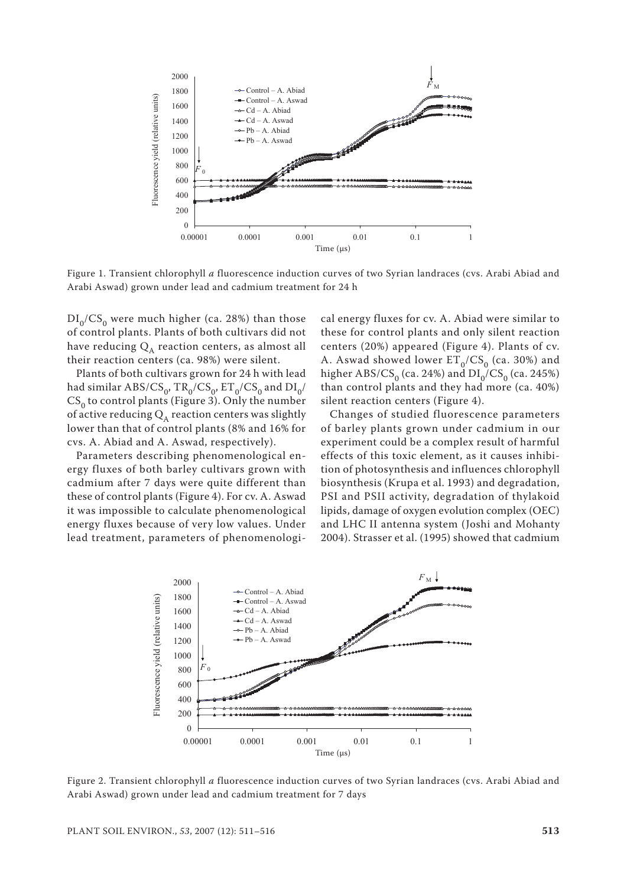Figure 1. Transient chlorophyll *a* fluorescence induction curves of two Syrian landraces (cvs. Arabi Abiad and Arabi Aswad) grown under lead and cadmium treatment for 24 h

$DI_0/CS_0$ were much higher (ca. 28%) than those of control plants. Plants of both cultivars did not have reducing $Q_A$ reaction centers, as almost all their reaction centers (ca. 98%) were silent.

Plants of both cultivars grown for 24 h with lead had similar $ABS/CS_0$, $TR_0/CS_0$, $ET_0/CS_0$ and $DI_0/CS_0$ to control plants (Figure 3). Only the number of active reducing $Q_A$ reaction centers was slightly lower than that of control plants (8% and 16% for cvs. A. Abiad and A. Aswad, respectively).

Parameters describing phenomenological energy fluxes of both barley cultivars grown with cadmium after 7 days were quite different than these of control plants (Figure 4). For cv. A. Aswad it was impossible to calculate phenomenological energy fluxes because of very low values. Under lead treatment, parameters of phenomenological energy fluxes for cv. A. Abiad were similar to these for control plants and only silent reaction centers (20%) appeared (Figure 4). Plants of cv. A. Aswad showed lower $ET_0/CS_0$ (ca. 30%) and higher $ABS/CS_0$ (ca. 24%) and $DI_0/CS_0$ (ca. 245%) than control plants and they had more (ca. 40%) silent reaction centers (Figure 4).

Changes of studied fluorescence parameters of barley plants grown under cadmium in our experiment could be a complex result of harmful effects of this toxic element, as it causes inhibition of photosynthesis and influences chlorophyll biosynthesis (Krupa et al. 1993) and degradation, PSI and PSII activity, degradation of thylakoid lipids, damage of oxygen evolution complex (OEC) and LHC II antenna system (Joshi and Mohanty 2004). Strasser et al. (1995) showed that cadmium

Figure 2. Transient chlorophyll *a* fluorescence induction curves of two Syrian landraces (cvs. Arabi Abiad and Arabi Aswad) grown under lead and cadmium treatment for 7 days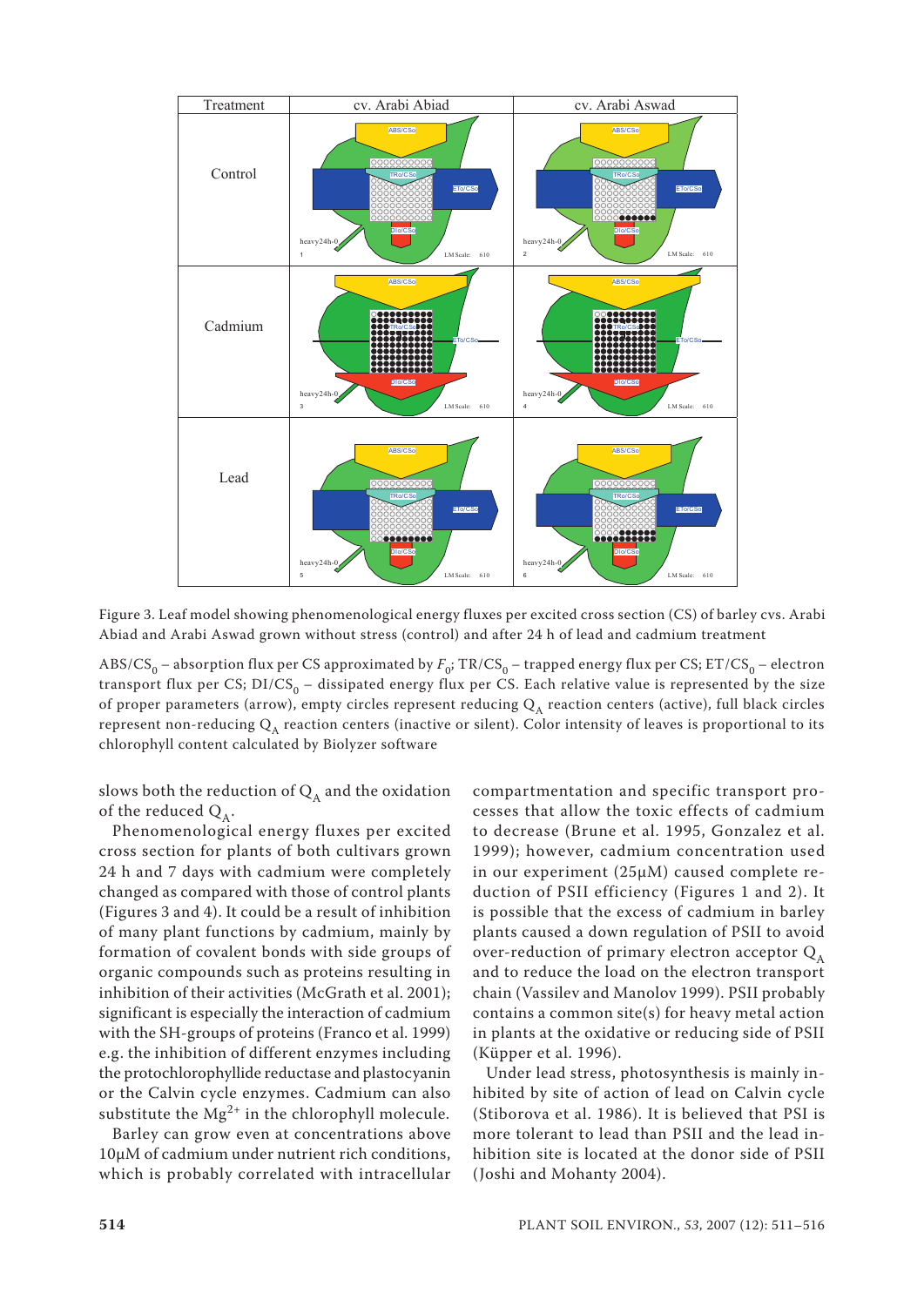Figure 3. Leaf model showing phenomenological energy fluxes per excited cross section (CS) of barley cvs. Arabi Abiad and Arabi Aswad grown without stress (control) and after 24 h of lead and cadmium treatment

$ABS/CS_0$ – absorption flux per CS approximated by $F_0$; $TR/CS_0$ – trapped energy flux per CS; $ET/CS_0$ – electron transport flux per CS; $DI/CS_0$ – dissipated energy flux per CS. Each relative value is represented by the size of proper parameters (arrow), empty circles represent reducing $Q_A$ reaction centers (active), full black circles represent non-reducing $Q_A$ reaction centers (inactive or silent). Color intensity of leaves is proportional to its chlorophyll content calculated by Biolyzer software

slows both the reduction of $Q_A$ and the oxidation of the reduced $Q_A$.

Phenomenological energy fluxes per excited cross section for plants of both cultivars grown 24 h and 7 days with cadmium were completely changed as compared with those of control plants (Figures 3 and 4). It could be a result of inhibition of many plant functions by cadmium, mainly by formation of covalent bonds with side groups of organic compounds such as proteins resulting in inhibition of their activities (McGrath et al. 2001); significant is especially the interaction of cadmium with the SH-groups of proteins (Franco et al. 1999) e.g. the inhibition of different enzymes including the protochlorophyllide reductase and plastocyanin or the Calvin cycle enzymes. Cadmium can also substitute the $Mg^{2+}$ in the chlorophyll molecule.

Barley can grow even at concentrations above 10μM of cadmium under nutrient rich conditions, which is probably correlated with intracellular compartmentation and specific transport processes that allow the toxic effects of cadmium to decrease (Brune et al. 1995, Gonzalez et al. 1999); however, cadmium concentration used in our experiment (25μM) caused complete reduction of PSII efficiency (Figures 1 and 2). It is possible that the excess of cadmium in barley plants caused a down regulation of PSII to avoid over-reduction of primary electron acceptor $Q_A$ and to reduce the load on the electron transport chain (Vassilev and Manolov 1999). PSII probably contains a common site(s) for heavy metal action in plants at the oxidative or reducing side of PSII (Küpper et al. 1996).

Under lead stress, photosynthesis is mainly inhibited by site of action of lead on Calvin cycle (Stiborova et al. 1986). It is believed that PSI is more tolerant to lead than PSII and the lead inhibition site is located at the donor side of PSII (Joshi and Mohanty 2004).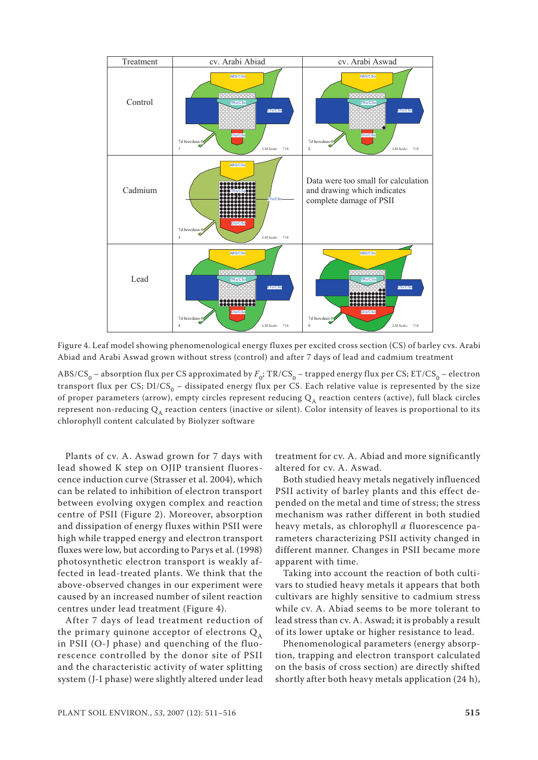| Treatment | cv. Arabi Abiad | cv. Arabi Aswad |
|---|---|---|
| Control | | |
| Cadmium | | Data were too small for calculation and drawing which indicates complete damage of PSII |
| Lead | | |

Figure 4. Leaf model showing phenomenological energy fluxes per excited cross section (CS) of barley cvs. Arabi Abiad and Arabi Aswad grown without stress (control) and after 7 days of lead and cadmium treatment

$ABS/CS_0$ – absorption flux per CS approximated by $F_0$; $TR/CS_0$ – trapped energy flux per CS; $ET/CS_0$ – electron transport flux per CS; $DI/CS_0$ – dissipated energy flux per CS. Each relative value is represented by the size of proper parameters (arrow), empty circles represent reducing $Q_A$ reaction centers (active), full black circles represent non-reducing $Q_A$ reaction centers (inactive or silent). Color intensity of leaves is proportional to its chlorophyll content calculated by Biolyzer software

Plants of cv. A. Aswad grown for 7 days with lead showed K step on OJIP transient fluorescence induction curve (Strasser et al. 2004), which can be related to inhibition of electron transport between evolving oxygen complex and reaction centre of PSII (Figure 2). Moreover, absorption and dissipation of energy fluxes within PSII were high while trapped energy and electron transport fluxes were low, but according to Parys et al. (1998) photosynthetic electron transport is weakly affected in lead-treated plants. We think that the above-observed changes in our experiment were caused by an increased number of silent reaction centres under lead treatment (Figure 4).

After 7 days of lead treatment reduction of the primary quinone acceptor of electrons $Q_A$ in PSII (O-J phase) and quenching of the fluorescence controlled by the donor site of PSII and the characteristic activity of water splitting system (J-I phase) were slightly altered under lead treatment for cv. A. Abiad and more significantly altered for cv. A. Aswad.

Both studied heavy metals negatively influenced PSII activity of barley plants and this effect depended on the metal and time of stress; the stress mechanism was rather different in both studied heavy metals, as chlorophyll *a* fluorescence parameters characterizing PSII activity changed in different manner. Changes in PSII became more apparent with time.

Taking into account the reaction of both cultivars to studied heavy metals it appears that both cultivars are highly sensitive to cadmium stress while cv. A. Abiad seems to be more tolerant to lead stress than cv. A. Aswad; it is probably a result of its lower uptake or higher resistance to lead.

Phenomenological parameters (energy absorption, trapping and electron transport calculated on the basis of cross section) are directly shifted shortly after both heavy metals application (24 h),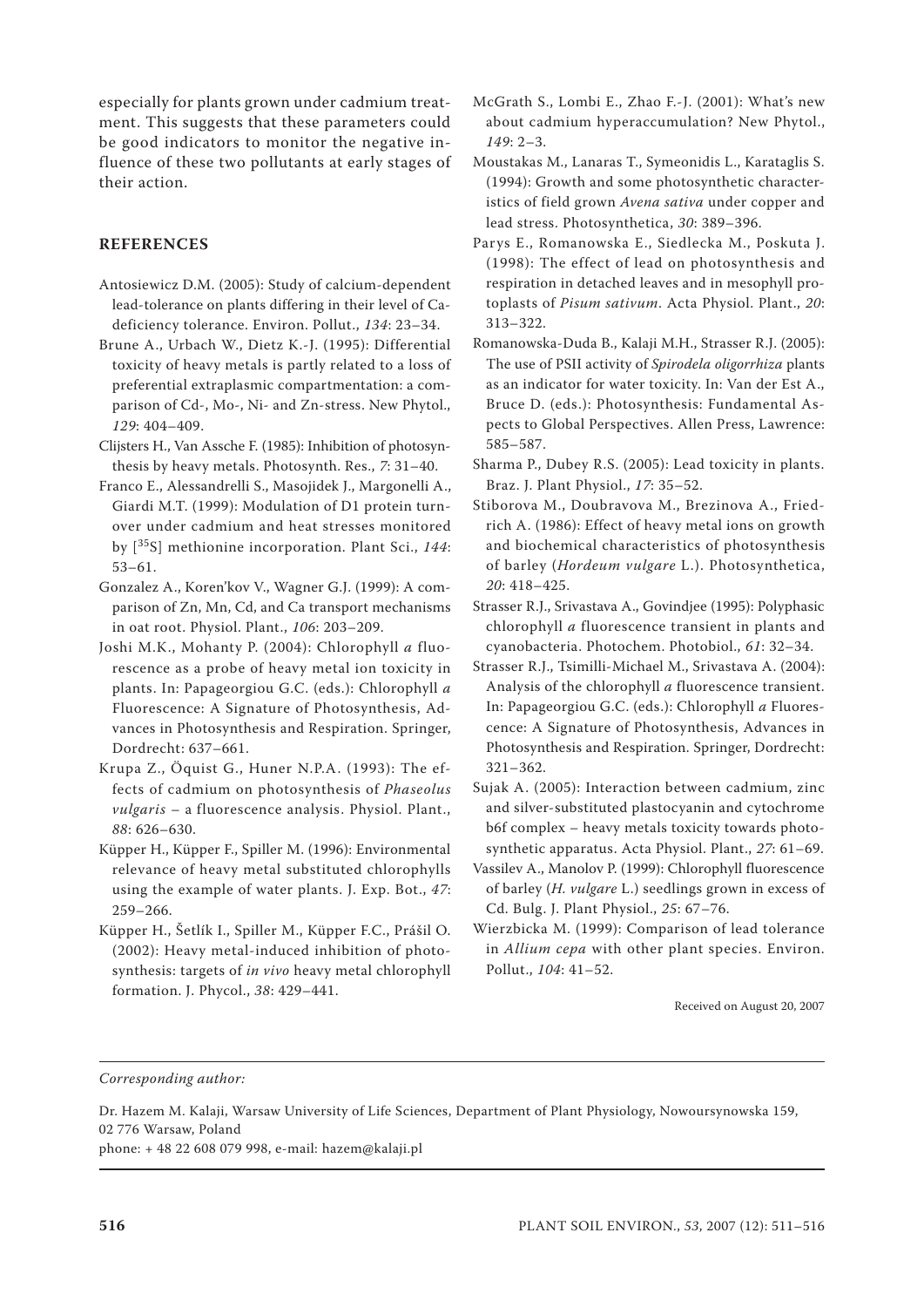especially for plants grown under cadmium treatment. This suggests that these parameters could be good indicators to monitor the negative influence of these two pollutants at early stages of their action.

## REFERENCES

Antosiewicz D.M. (2005): Study of calcium-dependent lead-tolerance on plants differing in their level of Ca-deficiency tolerance. Environ. Pollut., *134*: 23–34.

Brune A., Urbach W., Dietz K.-J. (1995): Differential toxicity of heavy metals is partly related to a loss of preferential extraplasmic compartmentation: a comparison of Cd-, Mo-, Ni- and Zn-stress. New Phytol., *129*: 404–409.

Clijsters H., Van Assche F. (1985): Inhibition of photosynthesis by heavy metals. Photosynth. Res., *7*: 31–40.

Franco E., Alessandrelli S., Masojidek J., Margonelli A., Giardi M.T. (1999): Modulation of D1 protein turnover under cadmium and heat stresses monitored by [$^{35}$S] methionine incorporation. Plant Sci., *144*: 53–61.

Gonzalez A., Koren'kov V., Wagner G.J. (1999): A comparison of Zn, Mn, Cd, and Ca transport mechanisms in oat root. Physiol. Plant., *106*: 203–209.

Joshi M.K., Mohanty P. (2004): Chlorophyll *a* fluorescence as a probe of heavy metal ion toxicity in plants. In: Papageorgiou G.C. (eds.): Chlorophyll *a* Fluorescence: A Signature of Photosynthesis, Advances in Photosynthesis and Respiration. Springer, Dordrecht: 637–661.

Krupa Z., Öquist G., Huner N.P.A. (1993): The effects of cadmium on photosynthesis of *Phaseolus vulgaris* – a fluorescence analysis. Physiol. Plant., *88*: 626–630.

Küpper H., Küpper F., Spiller M. (1996): Environmental relevance of heavy metal substituted chlorophylls using the example of water plants. J. Exp. Bot., *47*: 259–266.

Küpper H., Šetlík I., Spiller M., Küpper F.C., Prášil O. (2002): Heavy metal-induced inhibition of photosynthesis: targets of *in vivo* heavy metal chlorophyll formation. J. Phycol., *38*: 429–441.

McGrath S., Lombi E., Zhao F.-J. (2001): What's new about cadmium hyperaccumulation? New Phytol., *149*: 2–3.

Moustakas M., Lanaras T., Symeonidis L., Karataglis S. (1994): Growth and some photosynthetic characteristics of field grown *Avena sativa* under copper and lead stress. Photosynthetica, *30*: 389–396.

Parys E., Romanowska E., Siedlecka M., Poskuta J. (1998): The effect of lead on photosynthesis and respiration in detached leaves and in mesophyll protoplasts of *Pisum sativum*. Acta Physiol. Plant., *20*: 313–322.

Romanowska-Duda B., Kalaji M.H., Strasser R.J. (2005): The use of PSII activity of *Spirodela oligorrhiza* plants as an indicator for water toxicity. In: Van der Est A., Bruce D. (eds.): Photosynthesis: Fundamental Aspects to Global Perspectives. Allen Press, Lawrence: 585–587.

Sharma P., Dubey R.S. (2005): Lead toxicity in plants. Braz. J. Plant Physiol., *17*: 35–52.

Stiborova M., Doubravova M., Brezinova A., Friedrich A. (1986): Effect of heavy metal ions on growth and biochemical characteristics of photosynthesis of barley (*Hordeum vulgare* L.). Photosynthetica, *20*: 418–425.

Strasser R.J., Srivastava A., Govindjee (1995): Polyphasic chlorophyll *a* fluorescence transient in plants and cyanobacteria. Photochem. Photobiol., *61*: 32–34.

Strasser R.J., Tsimilli-Michael M., Srivastava A. (2004): Analysis of the chlorophyll *a* fluorescence transient. In: Papageorgiou G.C. (eds.): Chlorophyll *a* Fluorescence: A Signature of Photosynthesis, Advances in Photosynthesis and Respiration. Springer, Dordrecht: 321–362.

Sujak A. (2005): Interaction between cadmium, zinc and silver-substituted plastocyanin and cytochrome b6f complex – heavy metals toxicity towards photosynthetic apparatus. Acta Physiol. Plant., *27*: 61–69.

Vassilev A., Manolov P. (1999): Chlorophyll fluorescence of barley (*H. vulgare* L.) seedlings grown in excess of Cd. Bulg. J. Plant Physiol., *25*: 67–76.

Wierzbicka M. (1999): Comparison of lead tolerance in *Allium cepa* with other plant species. Environ. Pollut., *104*: 41–52.

Received on August 20, 2007

*Corresponding author:*

Dr. Hazem M. Kalaji, Warsaw University of Life Sciences, Department of Plant Physiology, Nowoursynowska 159, 02 776 Warsaw, Poland

phone: + 48 22 608 079 998, e-mail: hazem@kalaji.pl